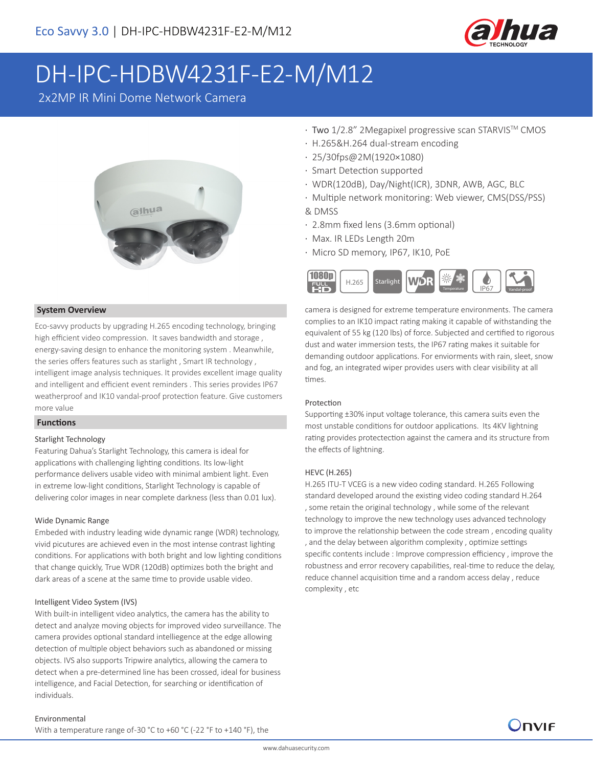# DH-IPC-HDBW4231F-E2-M/M12

2x2MP IR Mini Dome Network Camera

- Two 1/2.8" 2Megapixel progressive scan STARVIS™ CMOS
- H.265&H.264 dual-stream encoding
- 25/30fps@2M(1920×1080)
- Smart Detection supported
- WDR(120dB), Day/Night(ICR), 3DNR, AWB, AGC, BLC
- Multiple network monitoring: Web viewer, CMS(DSS/PSS) & DMSS
- 2.8mm fixed lens (3.6mm optional)
- Max. IR LEDs Length 20m
- Micro SD memory, IP67, IK10, PoE

## System Overview

Eco-savvy products by upgrading H.265 encoding technology, bringing high efficient video compression. It saves bandwidth and storage , energy-saving design to enhance the monitoring system . Meanwhile, the series offers features such as starlight , Smart IR technology , intelligent image analysis techniques. It provides excellent image quality and intelligent and efficient event reminders . This series provides IP67 weatherproof and IK10 vandal-proof protection feature. Give customers more value

## Functions

### Starlight Technology

Featuring Dahua's Starlight Technology, this camera is ideal for applications with challenging lighting conditions. Its low-light performance delivers usable video with minimal ambient light. Even in extreme low-light conditions, Starlight Technology is capable of delivering color images in near complete darkness (less than 0.01 lux).

### Wide Dynamic Range

Embeded with industry leading wide dynamic range (WDR) technology, vivid picutures are achieved even in the most intense contrast lighting conditions. For applications with both bright and low lighting conditions that change quickly, True WDR (120dB) optimizes both the bright and dark areas of a scene at the same time to provide usable video.

### Intelligent Video System (IVS)

With built-in intelligent video analytics, the camera has the ability to detect and analyze moving objects for improved video surveillance. The camera provides optional standard intelliegence at the edge allowing detection of multiple object behaviors such as abandoned or missing objects. IVS also supports Tripwire analytics, allowing the camera to detect when a pre-determined line has been crossed, ideal for business intelligence, and Facial Detection, for searching or identification of individuals.

### Environmental

With a temperature range of-30 °C to +60 °C (-22 °F to +140 °F), the camera is designed for extreme temperature environments. The camera complies to an IK10 impact rating making it capable of withstanding the equivalent of 55 kg (120 lbs) of force. Subjected and certified to rigorous dust and water immersion tests, the IP67 rating makes it suitable for demanding outdoor applications. For enviorments with rain, sleet, snow and fog, an integrated wiper provides users with clear visibility at all times.

### Protection

Supporting ±30% input voltage tolerance, this camera suits even the most unstable conditions for outdoor applications. Its 4KV lightning rating provides protectection against the camera and its structure from the effects of lightning.

### HEVC (H.265)

H.265 ITU-T VCEG is a new video coding standard. H.265 Following standard developed around the existing video coding standard H.264 , some retain the original technology , while some of the relevant technology to improve the new technology uses advanced technology to improve the relationship between the code stream , encoding quality , and the delay between algorithm complexity , optimize settings specific contents include : Improve compression efficiency , improve the robustness and error recovery capabilities, real-time to reduce the delay, reduce channel acquisition time and a random access delay , reduce complexity , etc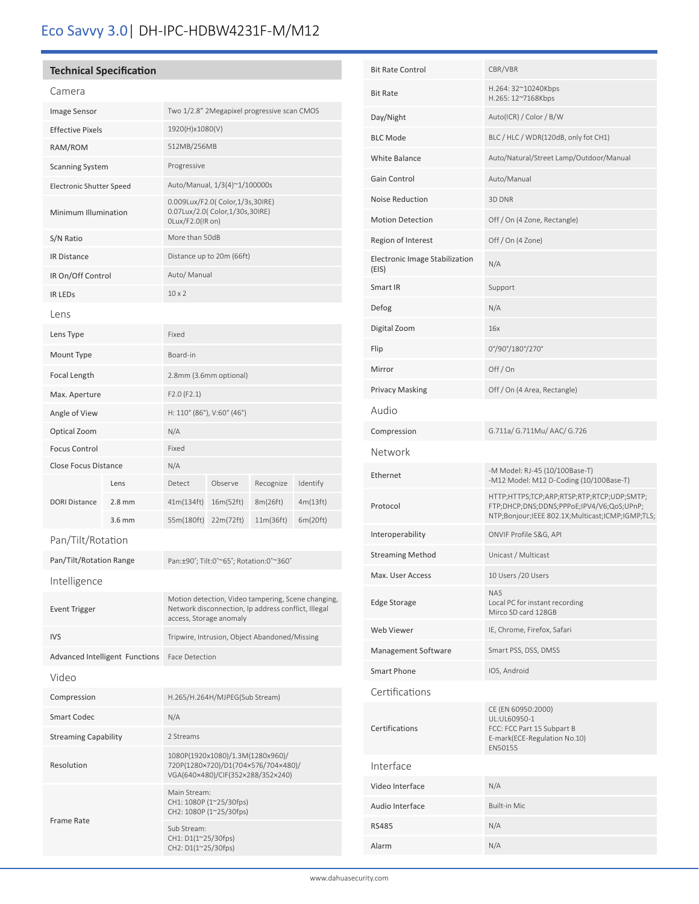# Eco Savvy 3.0| DH-IPC-HDBW4231F-M/M12

## Technical Specification

### Camera

| | |
|---|---|
| Image Sensor | Two 1/2.8" 2Megapixel progressive scan CMOS |
| Effective Pixels | 1920(H)x1080(V) |
| RAM/ROM | 512MB/256MB |
| Scanning System | Progressive |
| Electronic Shutter Speed | Auto/Manual, 1/3(4)~1/100000s |
| Minimum Illumination | 0.009Lux/F2.0( Color,1/3s,30IRE)<br>0.07Lux/2.0( Color,1/30s,30IRE)<br>0Lux/F2.0(IR on) |
| S/N Ratio | More than 50dB |
| IR Distance | Distance up to 20m (66ft) |
| IR On/Off Control | Auto/ Manual |
| IR LEDs | 10 x 2 |

### Lens

| | | | | | |
|---|---|---|---|---|---|
| Lens Type | Fixed | | | | |
| Mount Type | Board-in | | | | |
| Focal Length | 2.8mm (3.6mm optional) | | | | |
| Max. Aperture | F2.0 (F2.1) | | | | |
| Angle of View | H: 110° (86°), V:60° (46°) | | | | |
| Optical Zoom | N/A | | | | |
| Focus Control | Fixed | | | | |
| Close Focus Distance | N/A | | | | |
| DORI Distance | Lens | Detect | Observe | Recognize | Identify |
| | 2.8 mm | 41m(134ft) | 16m(52ft) | 8m(26ft) | 4m(13ft) |
| | 3.6 mm | 55m(180ft) | 22m(72ft) | 11m(36ft) | 6m(20ft) |

### Pan/Tilt/Rotation

| | |
|---|---|
| Pan/Tilt/Rotation Range | Pan:±90°; Tilt:0°~65°; Rotation:0°~360° |

### Intelligence

| | |
|---|---|
| Event Trigger | Motion detection, Video tampering, Scene changing, Network disconnection, Ip address conflict, Illegal access, Storage anomaly |
| IVS | Tripwire, Intrusion, Object Abandoned/Missing |
| Advanced Intelligent Functions | Face Detection |

### Video

| | |
|---|---|
| Compression | H.265/H.264H/MJPEG(Sub Stream) |
| Smart Codec | N/A |
| Streaming Capability | 2 Streams |
| Resolution | 1080P(1920x1080)/1.3M(1280x960)/720P(1280×720)/D1(704×576/704×480)/VGA(640×480)/CIF(352×288/352×240) |
| Frame Rate | Main Stream:<br>CH1: 1080P (1~25/30fps)<br>CH2: 1080P (1~25/30fps)<br>Sub Stream:<br>CH1: D1(1~25/30fps)<br>CH2: D1(1~25/30fps) |
| Bit Rate Control | CBR/VBR |
| Bit Rate | H.264: 32~10240Kbps<br>H.265: 12~7168Kbps |
| Day/Night | Auto(ICR) / Color / B/W |
| BLC Mode | BLC / HLC / WDR(120dB, only fot CH1) |
| White Balance | Auto/Natural/Street Lamp/Outdoor/Manual |
| Gain Control | Auto/Manual |
| Noise Reduction | 3D DNR |
| Motion Detection | Off / On (4 Zone, Rectangle) |
| Region of Interest | Off / On (4 Zone) |
| Electronic Image Stabilization (EIS) | N/A |
| Smart IR | Support |
| Defog | N/A |
| Digital Zoom | 16x |
| Flip | 0°/90°/180°/270° |
| Mirror | Off / On |
| Privacy Masking | Off / On (4 Area, Rectangle) |

### Audio

| | |
|---|---|
| Compression | G.711a/ G.711Mu/ AAC/ G.726 |

### Network

| | |
|---|---|
| Ethernet | -M Model: RJ-45 (10/100Base-T)<br>-M12 Model: M12 D-Coding (10/100Base-T) |
| Protocol | HTTP;HTTPS;TCP;ARP;RTSP;RTP;RTCP;UDP;SMTP;FTP;DHCP;DNS;DDNS;PPPoE;IPV4/V6;QoS;UPnP;NTP;Bonjour;IEEE 802.1X;Multicast;ICMP;IGMP;TLS; |
| Interoperability | ONVIF Profile S&G, API |
| Streaming Method | Unicast / Multicast |
| Max. User Access | 10 Users /20 Users |
| Edge Storage | NAS<br>Local PC for instant recording<br>Mirco SD card 128GB |
| Web Viewer | IE, Chrome, Firefox, Safari |
| Management Software | Smart PSS, DSS, DMSS |
| Smart Phone | IOS, Android |

### Certifications

| | |
|---|---|
| Certifications | CE (EN 60950:2000)<br>UL:UL60950-1<br>FCC: FCC Part 15 Subpart B<br>E-mark(ECE-Regulation No.10)<br>EN50155 |

### Interface

| | |
|---|---|
| Video Interface | N/A |
| Audio Interface | Built-in Mic |
| RS485 | N/A |
| Alarm | N/A |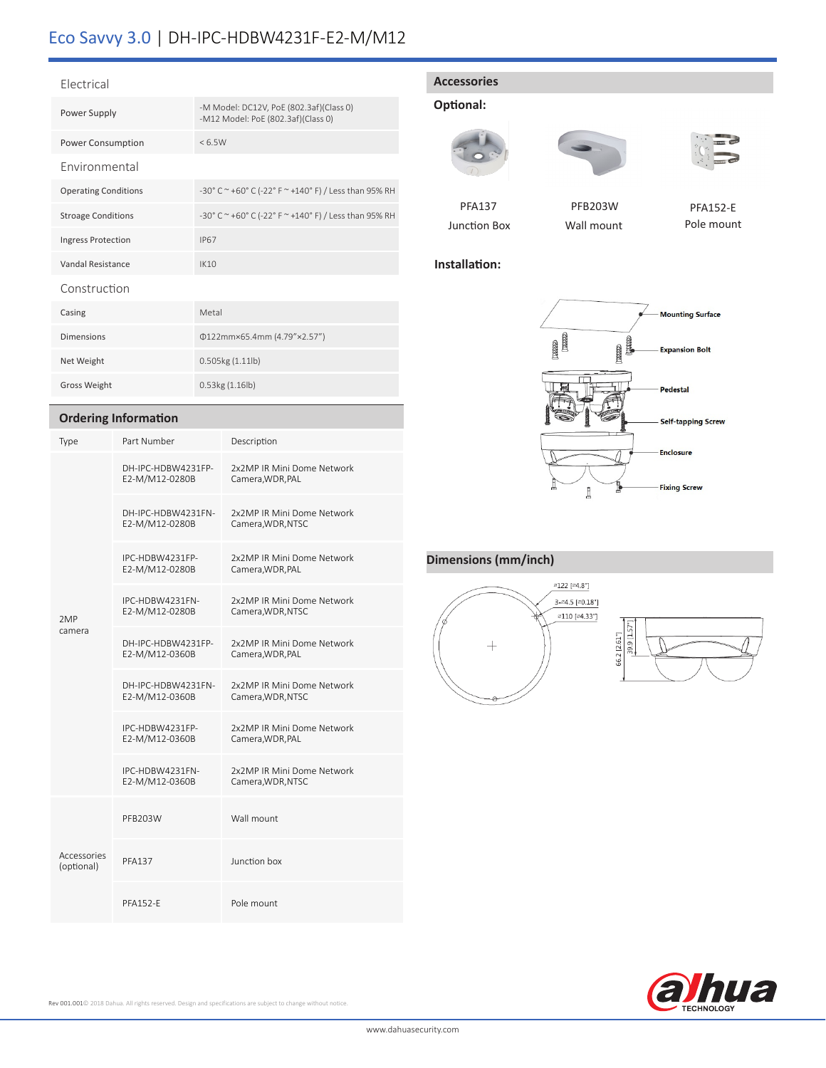# Eco Savvy 3.0 | DH-IPC-HDBW4231F-E2-M/M12

### Electrical

| | |
|---|---|
| Power Supply | -M Model: DC12V, PoE (802.3af)(Class 0)<br>-M12 Model: PoE (802.3af)(Class 0) |
| Power Consumption | < 6.5W |

### Environmental

| | |
|---|---|
| Operating Conditions | -30° C ~ +60° C (-22° F ~ +140° F) / Less than 95% RH |
| Stroage Conditions | -30° C ~ +60° C (-22° F ~ +140° F) / Less than 95% RH |
| Ingress Protection | IP67 |
| Vandal Resistance | IK10 |

### Construction

| | |
|---|---|
| Casing | Metal |
| Dimensions | Φ122mm×65.4mm (4.79"×2.57") |
| Net Weight | 0.505kg (1.11lb) |
| Gross Weight | 0.53kg (1.16lb) |

## Ordering Information

| Type | Part Number | Description |
|---|---|---|
| 2MP camera | DH-IPC-HDBW4231FP-E2-M/M12-0280B | 2x2MP IR Mini Dome Network Camera,WDR,PAL |
| | DH-IPC-HDBW4231FN-E2-M/M12-0280B | 2x2MP IR Mini Dome Network Camera,WDR,NTSC |
| | IPC-HDBW4231FP-E2-M/M12-0280B | 2x2MP IR Mini Dome Network Camera,WDR,PAL |
| | IPC-HDBW4231FN-E2-M/M12-0280B | 2x2MP IR Mini Dome Network Camera,WDR,NTSC |
| | DH-IPC-HDBW4231FP-E2-M/M12-0360B | 2x2MP IR Mini Dome Network Camera,WDR,PAL |
| | DH-IPC-HDBW4231FN-E2-M/M12-0360B | 2x2MP IR Mini Dome Network Camera,WDR,NTSC |
| | IPC-HDBW4231FP-E2-M/M12-0360B | 2x2MP IR Mini Dome Network Camera,WDR,PAL |
| | IPC-HDBW4231FN-E2-M/M12-0360B | 2x2MP IR Mini Dome Network Camera,WDR,NTSC |
| Accessories (optional) | PFB203W | Wall mount |
| | PFA137 | Junction box |
| | PFA152-E | Pole mount |

## Accessories

### Optional:

PFA137
Junction Box

PFB203W
Wall mount

PFA152-E
Pole mount

### Installation:

Mounting Surface

Expansion Bolt

Pedestal

Self-tapping Screw

Enclosure

Fixing Screw

## Dimensions (mm/inch)

⌀122 [⌀4.8"]

3-⌀4.5 [⌀0.18"]

⌀110 [⌀4.33"]

66.2 [2.61"]

39.9 [1.57"]

Rev 001.001© 2018 Dahua. All rights reserved. Design and specifications are subject to change without notice.

alhua TECHNOLOGY

www.dahuasecurity.com